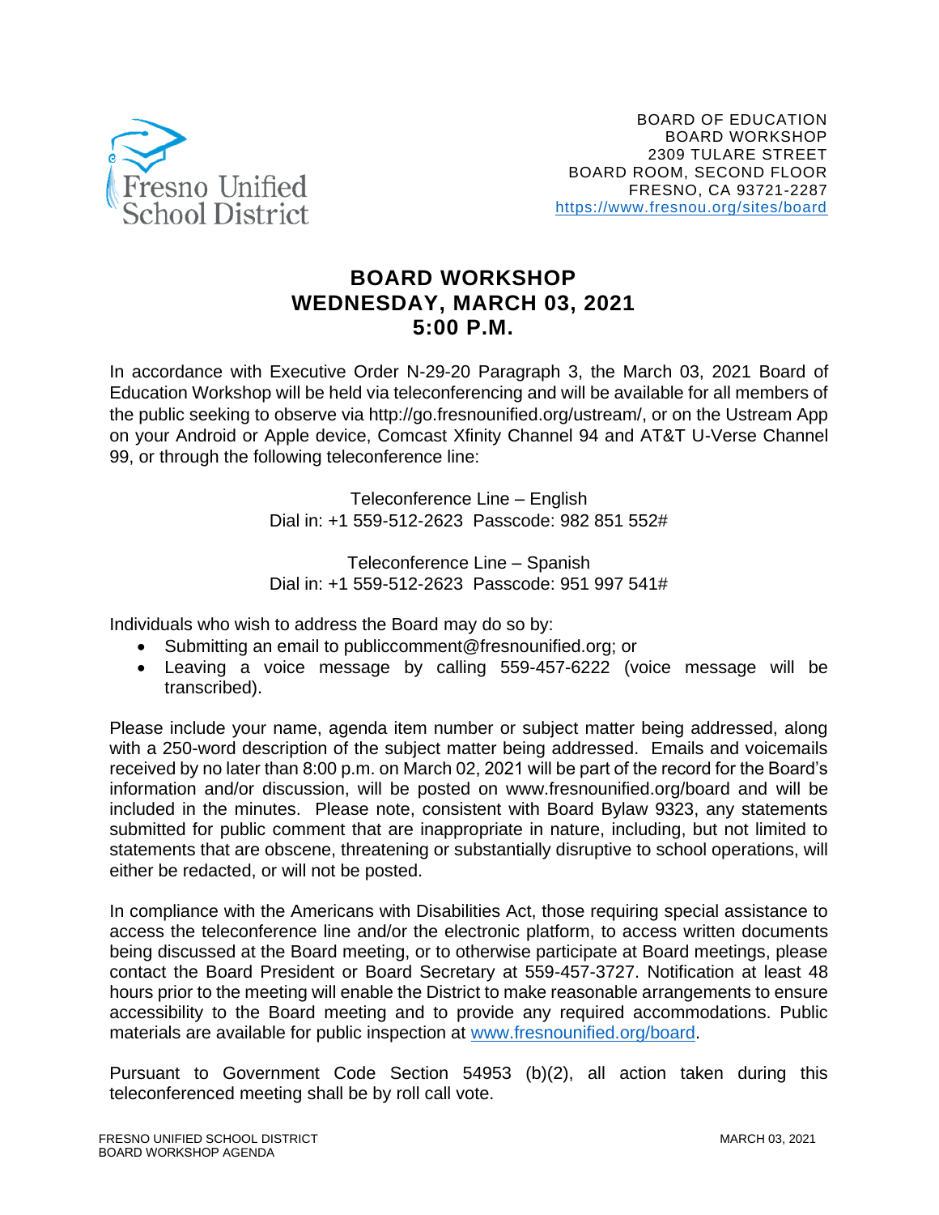Fresno Unified School District

BOARD OF EDUCATION
BOARD WORKSHOP
2309 TULARE STREET
BOARD ROOM, SECOND FLOOR
FRESNO, CA 93721-2287
https://www.fresnou.org/sites/board

# BOARD WORKSHOP
# WEDNESDAY, MARCH 03, 2021
# 5:00 P.M.

In accordance with Executive Order N-29-20 Paragraph 3, the March 03, 2021 Board of Education Workshop will be held via teleconferencing and will be available for all members of the public seeking to observe via http://go.fresnounified.org/ustream/, or on the Ustream App on your Android or Apple device, Comcast Xfinity Channel 94 and AT&T U-Verse Channel 99, or through the following teleconference line:

Teleconference Line – English
Dial in: +1 559-512-2623 Passcode: 982 851 552#

Teleconference Line – Spanish
Dial in: +1 559-512-2623 Passcode: 951 997 541#

Individuals who wish to address the Board may do so by:

- Submitting an email to publiccomment@fresnounified.org; or
- Leaving a voice message by calling 559-457-6222 (voice message will be transcribed).

Please include your name, agenda item number or subject matter being addressed, along with a 250-word description of the subject matter being addressed. Emails and voicemails received by no later than 8:00 p.m. on March 02, 2021 will be part of the record for the Board's information and/or discussion, will be posted on www.fresnounified.org/board and will be included in the minutes. Please note, consistent with Board Bylaw 9323, any statements submitted for public comment that are inappropriate in nature, including, but not limited to statements that are obscene, threatening or substantially disruptive to school operations, will either be redacted, or will not be posted.

In compliance with the Americans with Disabilities Act, those requiring special assistance to access the teleconference line and/or the electronic platform, to access written documents being discussed at the Board meeting, or to otherwise participate at Board meetings, please contact the Board President or Board Secretary at 559-457-3727. Notification at least 48 hours prior to the meeting will enable the District to make reasonable arrangements to ensure accessibility to the Board meeting and to provide any required accommodations. Public materials are available for public inspection at www.fresnounified.org/board.

Pursuant to Government Code Section 54953 (b)(2), all action taken during this teleconferenced meeting shall be by roll call vote.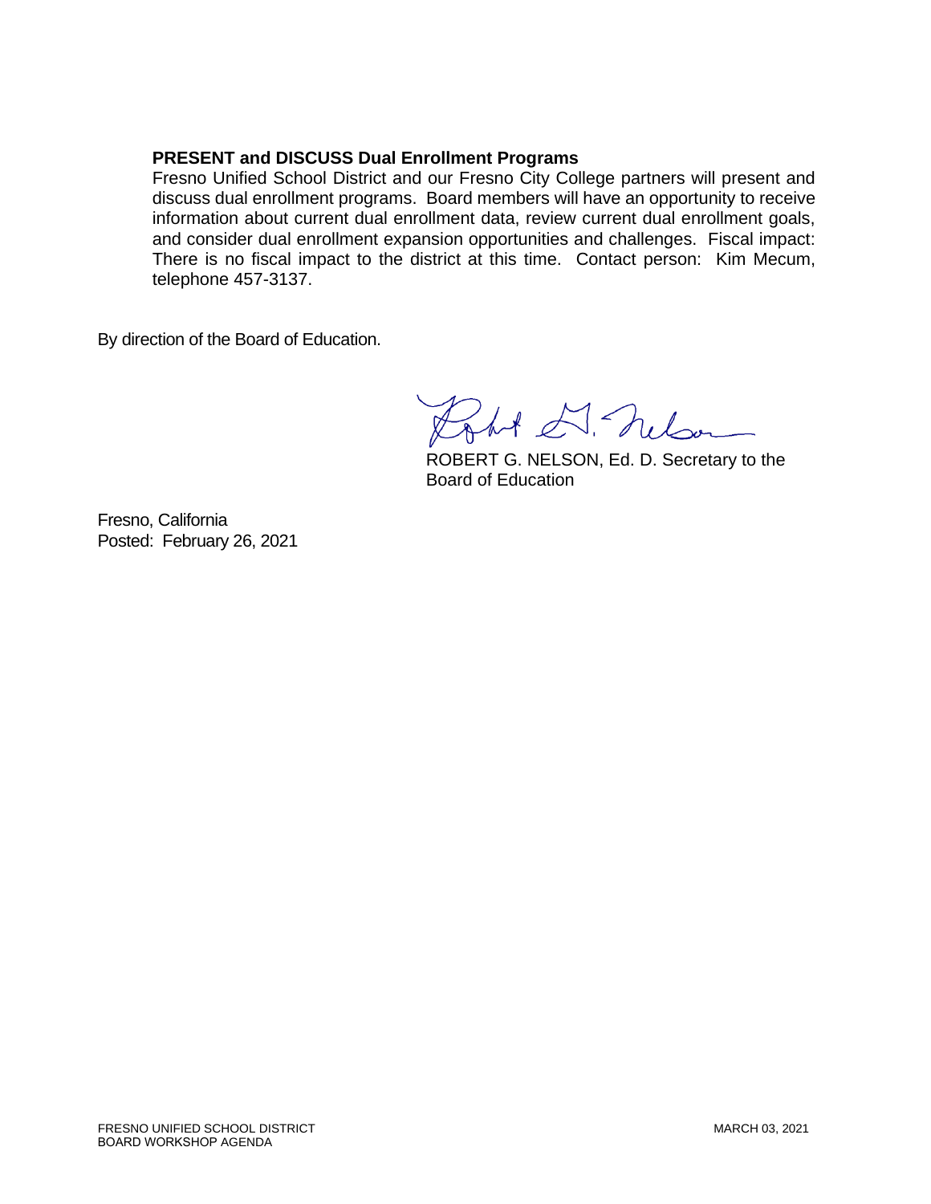**PRESENT and DISCUSS Dual Enrollment Programs**
Fresno Unified School District and our Fresno City College partners will present and discuss dual enrollment programs. Board members will have an opportunity to receive information about current dual enrollment data, review current dual enrollment goals, and consider dual enrollment expansion opportunities and challenges. Fiscal impact: There is no fiscal impact to the district at this time. Contact person: Kim Mecum, telephone 457-3137.

By direction of the Board of Education.

ROBERT G. NELSON, Ed. D. Secretary to the Board of Education

Fresno, California
Posted: February 26, 2021